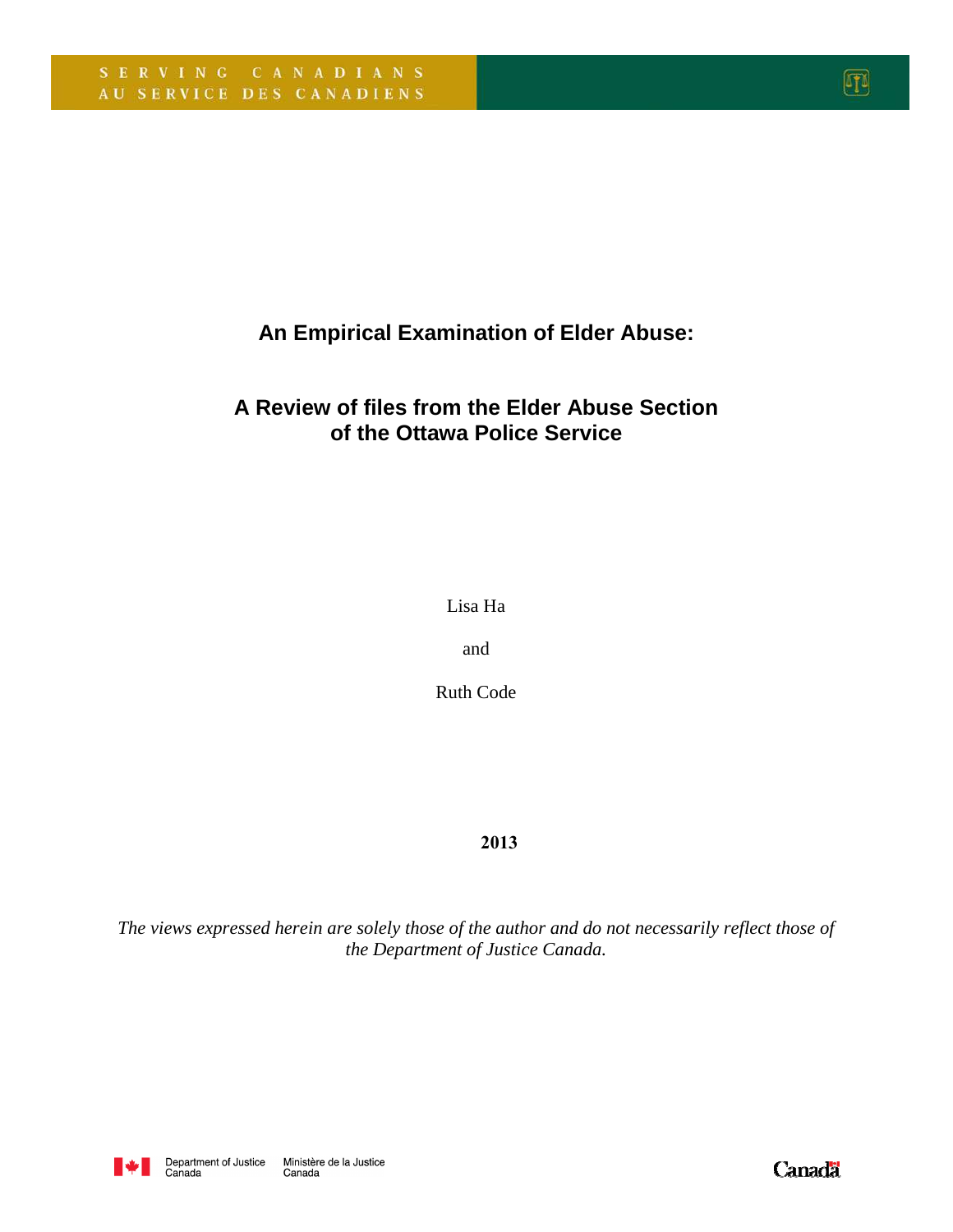SERVING CANADIANS
AU SERVICE DES CANADIENS

# An Empirical Examination of Elder Abuse:

## A Review of files from the Elder Abuse Section of the Ottawa Police Service

Lisa Ha

and

Ruth Code

**2013**

*The views expressed herein are solely those of the author and do not necessarily reflect those of the Department of Justice Canada.*

Department of Justice Canada | Ministère de la Justice Canada

Canada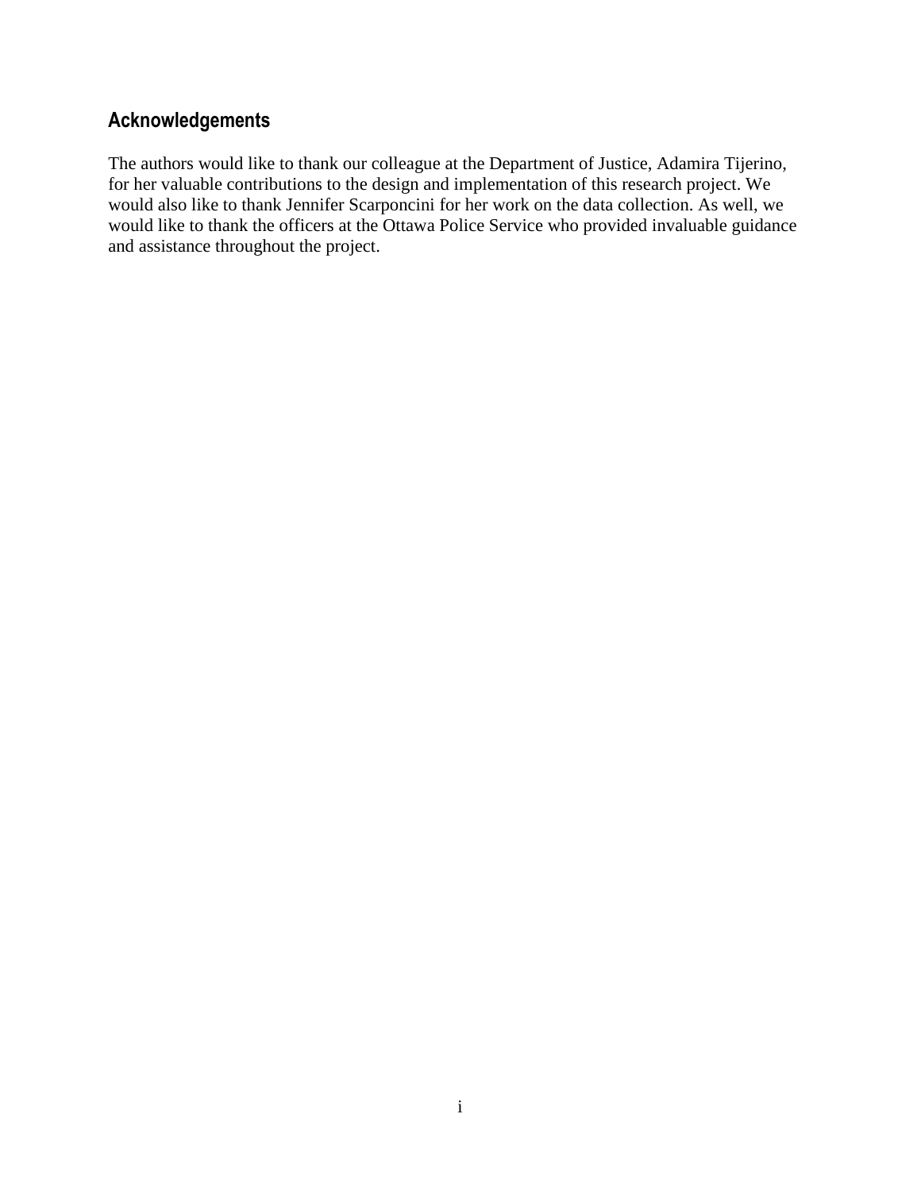## Acknowledgements

The authors would like to thank our colleague at the Department of Justice, Adamira Tijerino, for her valuable contributions to the design and implementation of this research project. We would also like to thank Jennifer Scarponcini for her work on the data collection. As well, we would like to thank the officers at the Ottawa Police Service who provided invaluable guidance and assistance throughout the project.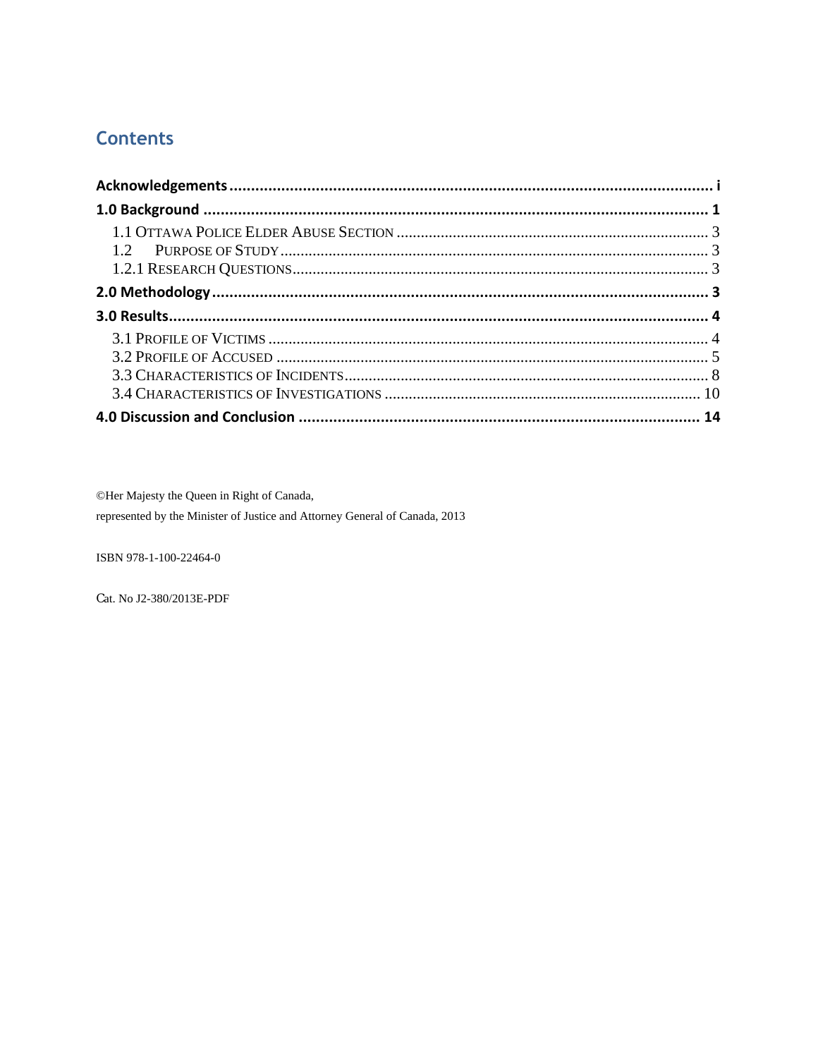## Contents

**Acknowledgements** ........ i

**1.0 Background** ........ 1

- 1.1 Ottawa Police Elder Abuse Section ........ 3
- 1.2 Purpose of Study ........ 3
- 1.2.1 Research Questions ........ 3

**2.0 Methodology** ........ 3

**3.0 Results** ........ 4

- 3.1 Profile of Victims ........ 4
- 3.2 Profile of Accused ........ 5
- 3.3 Characteristics of Incidents ........ 8
- 3.4 Characteristics of Investigations ........ 10

**4.0 Discussion and Conclusion** ........ 14

©Her Majesty the Queen in Right of Canada,
represented by the Minister of Justice and Attorney General of Canada, 2013

ISBN 978-1-100-22464-0

Cat. No J2-380/2013E-PDF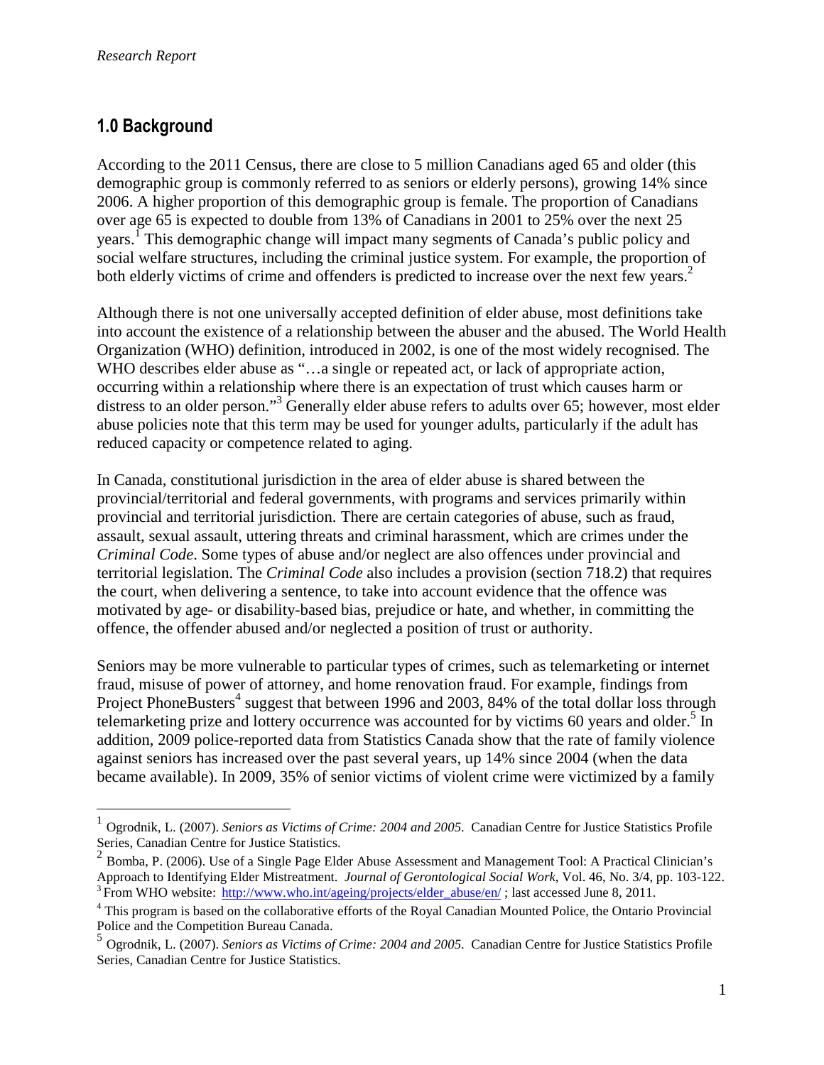## 1.0 Background

According to the 2011 Census, there are close to 5 million Canadians aged 65 and older (this demographic group is commonly referred to as seniors or elderly persons), growing 14% since 2006. A higher proportion of this demographic group is female. The proportion of Canadians over age 65 is expected to double from 13% of Canadians in 2001 to 25% over the next 25 years.[1] This demographic change will impact many segments of Canada's public policy and social welfare structures, including the criminal justice system. For example, the proportion of both elderly victims of crime and offenders is predicted to increase over the next few years.[2]

Although there is not one universally accepted definition of elder abuse, most definitions take into account the existence of a relationship between the abuser and the abused. The World Health Organization (WHO) definition, introduced in 2002, is one of the most widely recognised. The WHO describes elder abuse as "…a single or repeated act, or lack of appropriate action, occurring within a relationship where there is an expectation of trust which causes harm or distress to an older person."[3] Generally elder abuse refers to adults over 65; however, most elder abuse policies note that this term may be used for younger adults, particularly if the adult has reduced capacity or competence related to aging.

In Canada, constitutional jurisdiction in the area of elder abuse is shared between the provincial/territorial and federal governments, with programs and services primarily within provincial and territorial jurisdiction. There are certain categories of abuse, such as fraud, assault, sexual assault, uttering threats and criminal harassment, which are crimes under the *Criminal Code*. Some types of abuse and/or neglect are also offences under provincial and territorial legislation. The *Criminal Code* also includes a provision (section 718.2) that requires the court, when delivering a sentence, to take into account evidence that the offence was motivated by age- or disability-based bias, prejudice or hate, and whether, in committing the offence, the offender abused and/or neglected a position of trust or authority.

Seniors may be more vulnerable to particular types of crimes, such as telemarketing or internet fraud, misuse of power of attorney, and home renovation fraud. For example, findings from Project PhoneBusters[4] suggest that between 1996 and 2003, 84% of the total dollar loss through telemarketing prize and lottery occurrence was accounted for by victims 60 years and older.[5] In addition, 2009 police-reported data from Statistics Canada show that the rate of family violence against seniors has increased over the past several years, up 14% since 2004 (when the data became available). In 2009, 35% of senior victims of violent crime were victimized by a family

---

[1] Ogrodnik, L. (2007). *Seniors as Victims of Crime: 2004 and 2005*. Canadian Centre for Justice Statistics Profile Series, Canadian Centre for Justice Statistics.

[2] Bomba, P. (2006). Use of a Single Page Elder Abuse Assessment and Management Tool: A Practical Clinician's Approach to Identifying Elder Mistreatment. *Journal of Gerontological Social Work*, Vol. 46, No. 3/4, pp. 103-122.

[3] From WHO website: http://www.who.int/ageing/projects/elder_abuse/en/ ; last accessed June 8, 2011.

[4] This program is based on the collaborative efforts of the Royal Canadian Mounted Police, the Ontario Provincial Police and the Competition Bureau Canada.

[5] Ogrodnik, L. (2007). *Seniors as Victims of Crime: 2004 and 2005*. Canadian Centre for Justice Statistics Profile Series, Canadian Centre for Justice Statistics.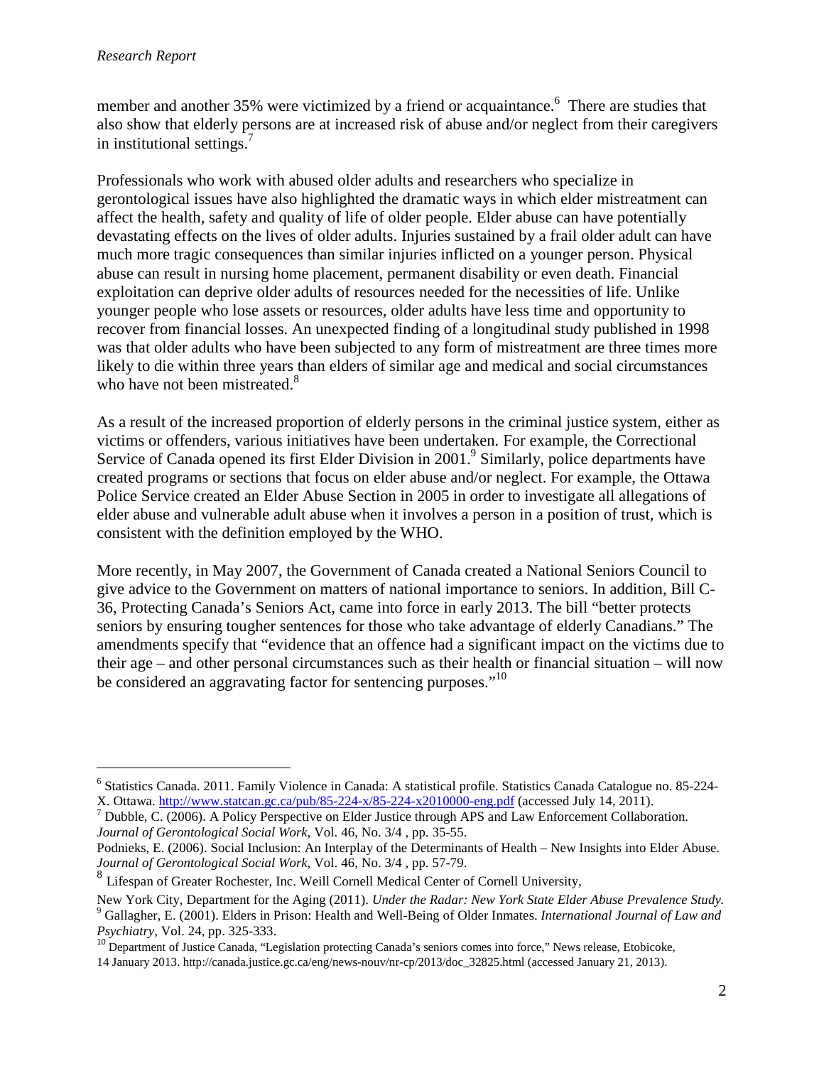member and another 35% were victimized by a friend or acquaintance.[6] There are studies that also show that elderly persons are at increased risk of abuse and/or neglect from their caregivers in institutional settings.[7]

Professionals who work with abused older adults and researchers who specialize in gerontological issues have also highlighted the dramatic ways in which elder mistreatment can affect the health, safety and quality of life of older people. Elder abuse can have potentially devastating effects on the lives of older adults. Injuries sustained by a frail older adult can have much more tragic consequences than similar injuries inflicted on a younger person. Physical abuse can result in nursing home placement, permanent disability or even death. Financial exploitation can deprive older adults of resources needed for the necessities of life. Unlike younger people who lose assets or resources, older adults have less time and opportunity to recover from financial losses. An unexpected finding of a longitudinal study published in 1998 was that older adults who have been subjected to any form of mistreatment are three times more likely to die within three years than elders of similar age and medical and social circumstances who have not been mistreated.[8]

As a result of the increased proportion of elderly persons in the criminal justice system, either as victims or offenders, various initiatives have been undertaken. For example, the Correctional Service of Canada opened its first Elder Division in 2001.[9] Similarly, police departments have created programs or sections that focus on elder abuse and/or neglect. For example, the Ottawa Police Service created an Elder Abuse Section in 2005 in order to investigate all allegations of elder abuse and vulnerable adult abuse when it involves a person in a position of trust, which is consistent with the definition employed by the WHO.

More recently, in May 2007, the Government of Canada created a National Seniors Council to give advice to the Government on matters of national importance to seniors. In addition, Bill C-36, Protecting Canada's Seniors Act, came into force in early 2013. The bill "better protects seniors by ensuring tougher sentences for those who take advantage of elderly Canadians." The amendments specify that "evidence that an offence had a significant impact on the victims due to their age – and other personal circumstances such as their health or financial situation – will now be considered an aggravating factor for sentencing purposes."[10]

---

[6] Statistics Canada. 2011. Family Violence in Canada: A statistical profile. Statistics Canada Catalogue no. 85-224-X. Ottawa. http://www.statcan.gc.ca/pub/85-224-x/85-224-x2010000-eng.pdf (accessed July 14, 2011).

[7] Dubble, C. (2006). A Policy Perspective on Elder Justice through APS and Law Enforcement Collaboration. *Journal of Gerontological Social Work*, Vol. 46, No. 3/4 , pp. 35-55.

Podnieks, E. (2006). Social Inclusion: An Interplay of the Determinants of Health – New Insights into Elder Abuse. *Journal of Gerontological Social Work*, Vol. 46, No. 3/4 , pp. 57-79.

[8] Lifespan of Greater Rochester, Inc. Weill Cornell Medical Center of Cornell University,

New York City, Department for the Aging (2011). *Under the Radar: New York State Elder Abuse Prevalence Study.*

[9] Gallagher, E. (2001). Elders in Prison: Health and Well-Being of Older Inmates. *International Journal of Law and Psychiatry*, Vol. 24, pp. 325-333.

[10] Department of Justice Canada, "Legislation protecting Canada's seniors comes into force," News release, Etobicoke, 14 January 2013. http://canada.justice.gc.ca/eng/news-nouv/nr-cp/2013/doc_32825.html (accessed January 21, 2013).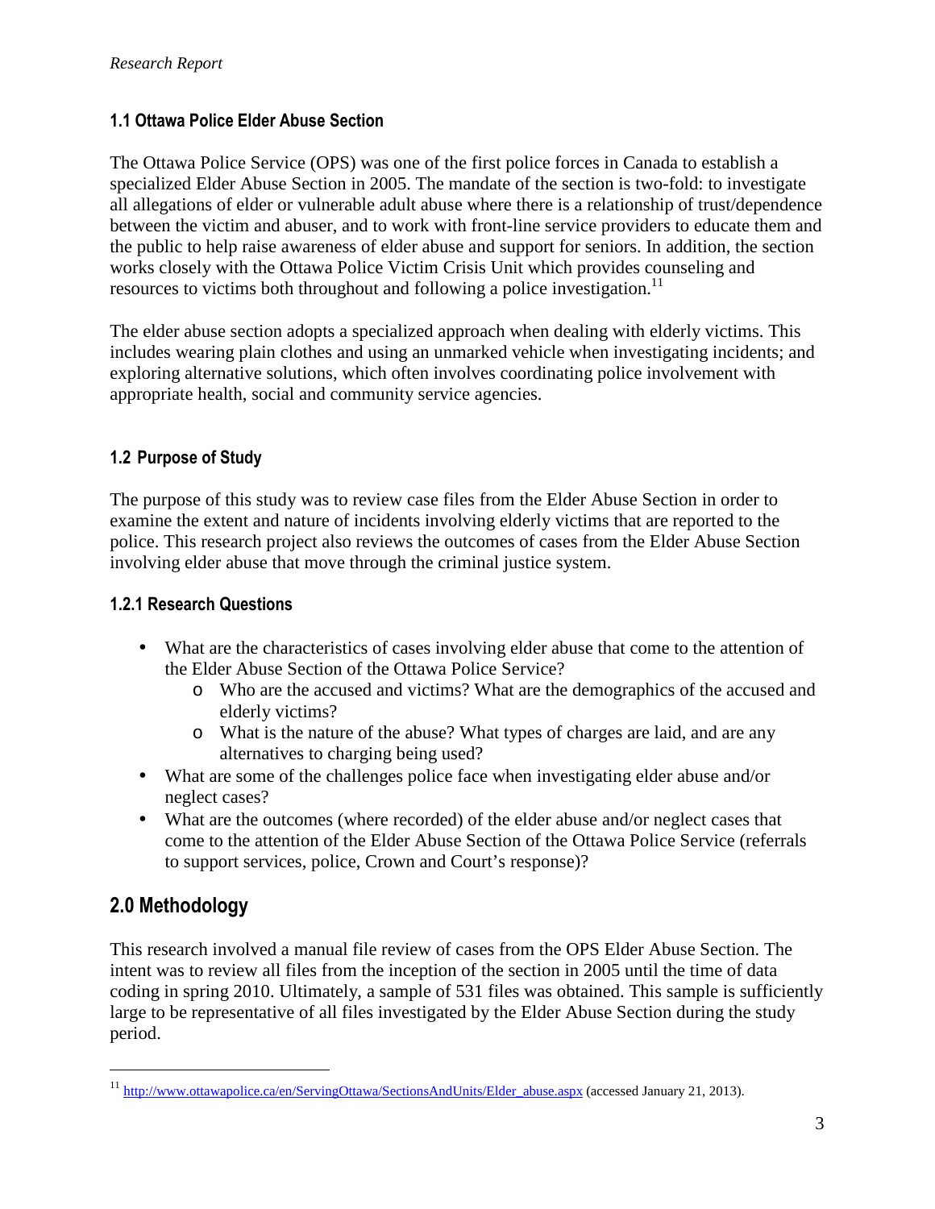### 1.1 Ottawa Police Elder Abuse Section

The Ottawa Police Service (OPS) was one of the first police forces in Canada to establish a specialized Elder Abuse Section in 2005. The mandate of the section is two-fold: to investigate all allegations of elder or vulnerable adult abuse where there is a relationship of trust/dependence between the victim and abuser, and to work with front-line service providers to educate them and the public to help raise awareness of elder abuse and support for seniors. In addition, the section works closely with the Ottawa Police Victim Crisis Unit which provides counseling and resources to victims both throughout and following a police investigation.[11]

The elder abuse section adopts a specialized approach when dealing with elderly victims. This includes wearing plain clothes and using an unmarked vehicle when investigating incidents; and exploring alternative solutions, which often involves coordinating police involvement with appropriate health, social and community service agencies.

### 1.2 Purpose of Study

The purpose of this study was to review case files from the Elder Abuse Section in order to examine the extent and nature of incidents involving elderly victims that are reported to the police. This research project also reviews the outcomes of cases from the Elder Abuse Section involving elder abuse that move through the criminal justice system.

#### 1.2.1 Research Questions

- What are the characteristics of cases involving elder abuse that come to the attention of the Elder Abuse Section of the Ottawa Police Service?
  - Who are the accused and victims? What are the demographics of the accused and elderly victims?
  - What is the nature of the abuse? What types of charges are laid, and are any alternatives to charging being used?
- What are some of the challenges police face when investigating elder abuse and/or neglect cases?
- What are the outcomes (where recorded) of the elder abuse and/or neglect cases that come to the attention of the Elder Abuse Section of the Ottawa Police Service (referrals to support services, police, Crown and Court's response)?

## 2.0 Methodology

This research involved a manual file review of cases from the OPS Elder Abuse Section. The intent was to review all files from the inception of the section in 2005 until the time of data coding in spring 2010. Ultimately, a sample of 531 files was obtained. This sample is sufficiently large to be representative of all files investigated by the Elder Abuse Section during the study period.

---

[11] http://www.ottawapolice.ca/en/ServingOttawa/SectionsAndUnits/Elder_abuse.aspx (accessed January 21, 2013).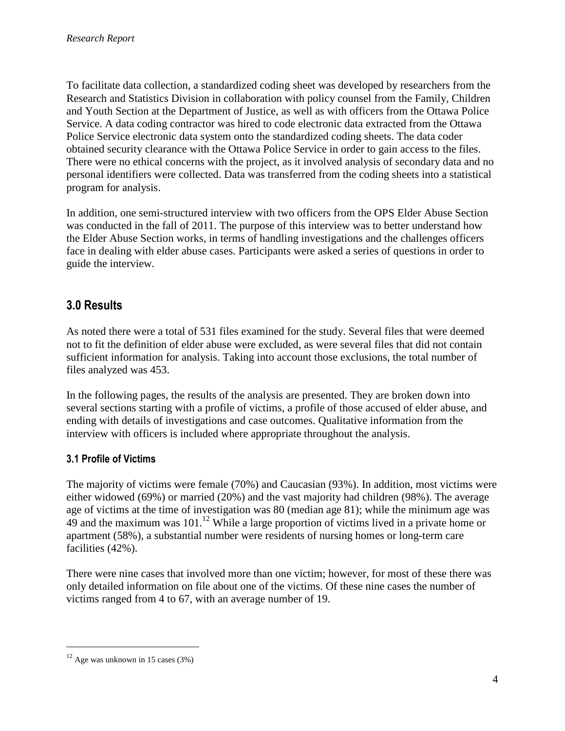To facilitate data collection, a standardized coding sheet was developed by researchers from the Research and Statistics Division in collaboration with policy counsel from the Family, Children and Youth Section at the Department of Justice, as well as with officers from the Ottawa Police Service. A data coding contractor was hired to code electronic data extracted from the Ottawa Police Service electronic data system onto the standardized coding sheets. The data coder obtained security clearance with the Ottawa Police Service in order to gain access to the files. There were no ethical concerns with the project, as it involved analysis of secondary data and no personal identifiers were collected. Data was transferred from the coding sheets into a statistical program for analysis.

In addition, one semi-structured interview with two officers from the OPS Elder Abuse Section was conducted in the fall of 2011. The purpose of this interview was to better understand how the Elder Abuse Section works, in terms of handling investigations and the challenges officers face in dealing with elder abuse cases. Participants were asked a series of questions in order to guide the interview.

## 3.0 Results

As noted there were a total of 531 files examined for the study. Several files that were deemed not to fit the definition of elder abuse were excluded, as were several files that did not contain sufficient information for analysis. Taking into account those exclusions, the total number of files analyzed was 453.

In the following pages, the results of the analysis are presented. They are broken down into several sections starting with a profile of victims, a profile of those accused of elder abuse, and ending with details of investigations and case outcomes. Qualitative information from the interview with officers is included where appropriate throughout the analysis.

### 3.1 Profile of Victims

The majority of victims were female (70%) and Caucasian (93%). In addition, most victims were either widowed (69%) or married (20%) and the vast majority had children (98%). The average age of victims at the time of investigation was 80 (median age 81); while the minimum age was 49 and the maximum was 101.[12] While a large proportion of victims lived in a private home or apartment (58%), a substantial number were residents of nursing homes or long-term care facilities (42%).

There were nine cases that involved more than one victim; however, for most of these there was only detailed information on file about one of the victims. Of these nine cases the number of victims ranged from 4 to 67, with an average number of 19.

[12] Age was unknown in 15 cases (3%)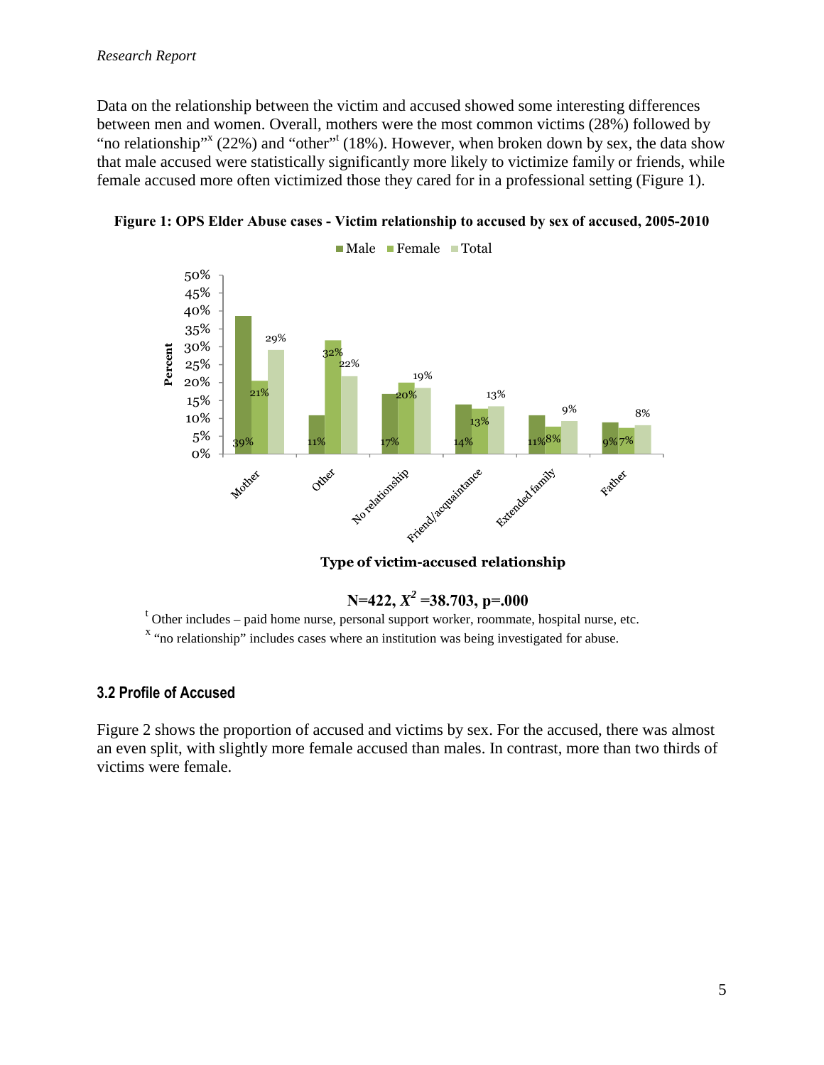Data on the relationship between the victim and accused showed some interesting differences between men and women. Overall, mothers were the most common victims (28%) followed by "no relationship"[x] (22%) and "other"[t] (18%). However, when broken down by sex, the data show that male accused were statistically significantly more likely to victimize family or friends, while female accused more often victimized those they cared for in a professional setting (Figure 1).

**Figure 1: OPS Elder Abuse cases - Victim relationship to accused by sex of accused, 2005-2010**

| Type of victim-accused relationship | Male | Female | Total |
| --- | --- | --- | --- |
| Mother | 39% | 21% | 29% |
| Other | 11% | 32% | 22% |
| No relationship | 17% | 20% | 19% |
| Friend/acquaintance | 14% | 13% | 13% |
| Extended family | 11% | 8% | 9% |
| Father | 9% | 7% | 8% |

**N=422, $X^2$ =38.703, p=.000**

[t] Other includes – paid home nurse, personal support worker, roommate, hospital nurse, etc.

[x] "no relationship" includes cases where an institution was being investigated for abuse.

### 3.2 Profile of Accused

Figure 2 shows the proportion of accused and victims by sex. For the accused, there was almost an even split, with slightly more female accused than males. In contrast, more than two thirds of victims were female.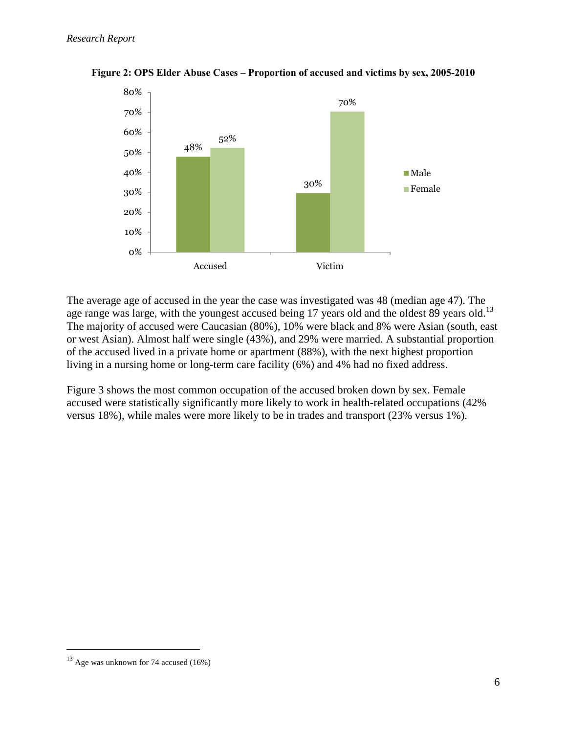**Figure 2: OPS Elder Abuse Cases – Proportion of accused and victims by sex, 2005-2010**

| | Male | Female |
|---|---|---|
| Accused | 48% | 52% |
| Victim | 30% | 70% |

The average age of accused in the year the case was investigated was 48 (median age 47). The age range was large, with the youngest accused being 17 years old and the oldest 89 years old.[13] The majority of accused were Caucasian (80%), 10% were black and 8% were Asian (south, east or west Asian). Almost half were single (43%), and 29% were married. A substantial proportion of the accused lived in a private home or apartment (88%), with the next highest proportion living in a nursing home or long-term care facility (6%) and 4% had no fixed address.

Figure 3 shows the most common occupation of the accused broken down by sex. Female accused were statistically significantly more likely to work in health-related occupations (42% versus 18%), while males were more likely to be in trades and transport (23% versus 1%).

[13] Age was unknown for 74 accused (16%)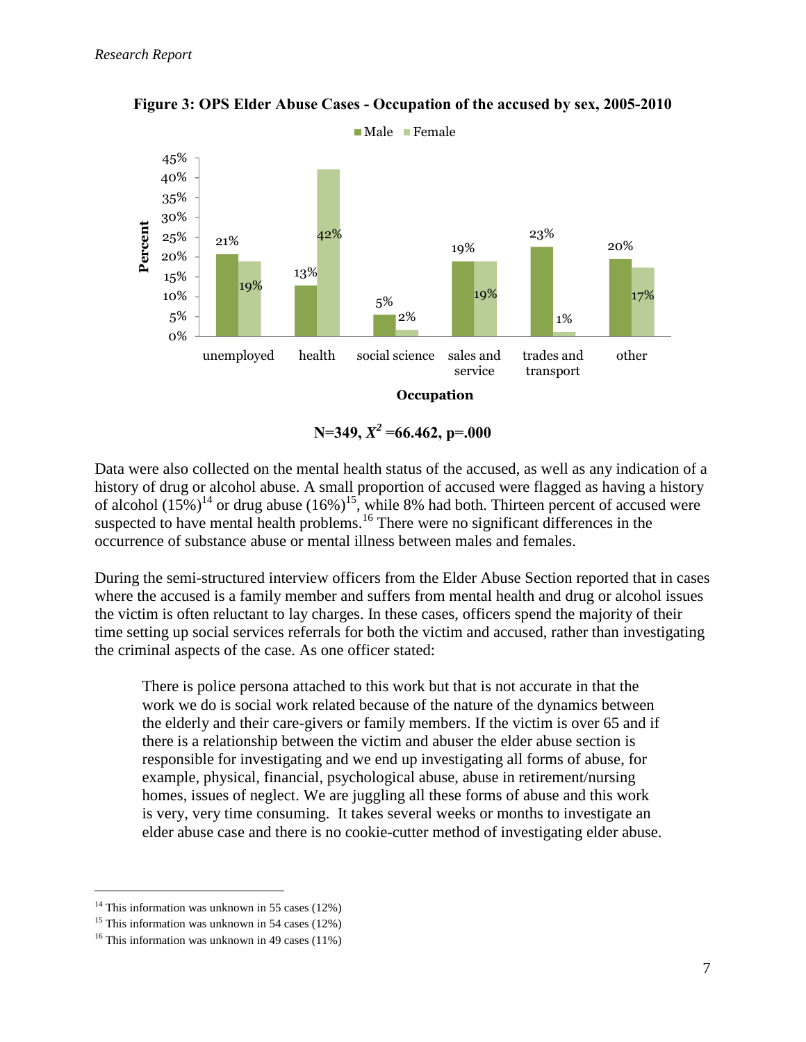**Figure 3: OPS Elder Abuse Cases - Occupation of the accused by sex, 2005-2010**

| Occupation | Male | Female |
|---|---|---|
| unemployed | 21% | 19% |
| health | 13% | 42% |
| social science | 5% | 2% |
| sales and service | 19% | 19% |
| trades and transport | 23% | 1% |
| other | 20% | 17% |

**N=349, $X^2$ =66.462, p=.000**

Data were also collected on the mental health status of the accused, as well as any indication of a history of drug or alcohol abuse. A small proportion of accused were flagged as having a history of alcohol (15%)[14] or drug abuse (16%)[15], while 8% had both. Thirteen percent of accused were suspected to have mental health problems.[16] There were no significant differences in the occurrence of substance abuse or mental illness between males and females.

During the semi-structured interview officers from the Elder Abuse Section reported that in cases where the accused is a family member and suffers from mental health and drug or alcohol issues the victim is often reluctant to lay charges. In these cases, officers spend the majority of their time setting up social services referrals for both the victim and accused, rather than investigating the criminal aspects of the case. As one officer stated:

> There is police persona attached to this work but that is not accurate in that the work we do is social work related because of the nature of the dynamics between the elderly and their care-givers or family members. If the victim is over 65 and if there is a relationship between the victim and abuser the elder abuse section is responsible for investigating and we end up investigating all forms of abuse, for example, physical, financial, psychological abuse, abuse in retirement/nursing homes, issues of neglect. We are juggling all these forms of abuse and this work is very, very time consuming. It takes several weeks or months to investigate an elder abuse case and there is no cookie-cutter method of investigating elder abuse.

---

[14] This information was unknown in 55 cases (12%)

[15] This information was unknown in 54 cases (12%)

[16] This information was unknown in 49 cases (11%)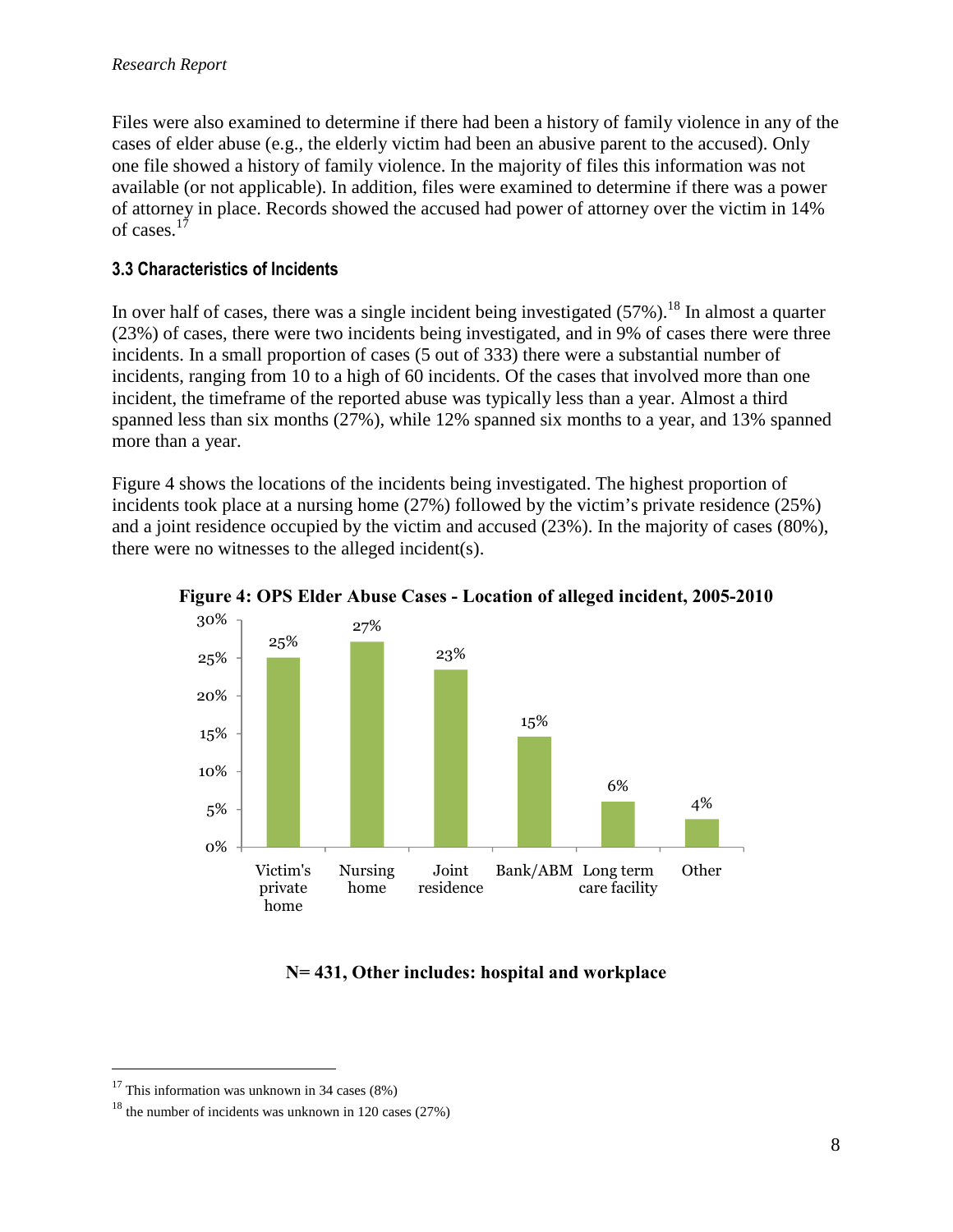Files were also examined to determine if there had been a history of family violence in any of the cases of elder abuse (e.g., the elderly victim had been an abusive parent to the accused). Only one file showed a history of family violence. In the majority of files this information was not available (or not applicable). In addition, files were examined to determine if there was a power of attorney in place. Records showed the accused had power of attorney over the victim in 14% of cases.[17]

### 3.3 Characteristics of Incidents

In over half of cases, there was a single incident being investigated (57%).[18] In almost a quarter (23%) of cases, there were two incidents being investigated, and in 9% of cases there were three incidents. In a small proportion of cases (5 out of 333) there were a substantial number of incidents, ranging from 10 to a high of 60 incidents. Of the cases that involved more than one incident, the timeframe of the reported abuse was typically less than a year. Almost a third spanned less than six months (27%), while 12% spanned six months to a year, and 13% spanned more than a year.

Figure 4 shows the locations of the incidents being investigated. The highest proportion of incidents took place at a nursing home (27%) followed by the victim's private residence (25%) and a joint residence occupied by the victim and accused (23%). In the majority of cases (80%), there were no witnesses to the alleged incident(s).

**Figure 4: OPS Elder Abuse Cases - Location of alleged incident, 2005-2010**

| Location | Percentage |
|---|---|
| Victim's private home | 25% |
| Nursing home | 27% |
| Joint residence | 23% |
| Bank/ABM | 15% |
| Long term care facility | 6% |
| Other | 4% |

**N= 431, Other includes: hospital and workplace**

[17] This information was unknown in 34 cases (8%)

[18] the number of incidents was unknown in 120 cases (27%)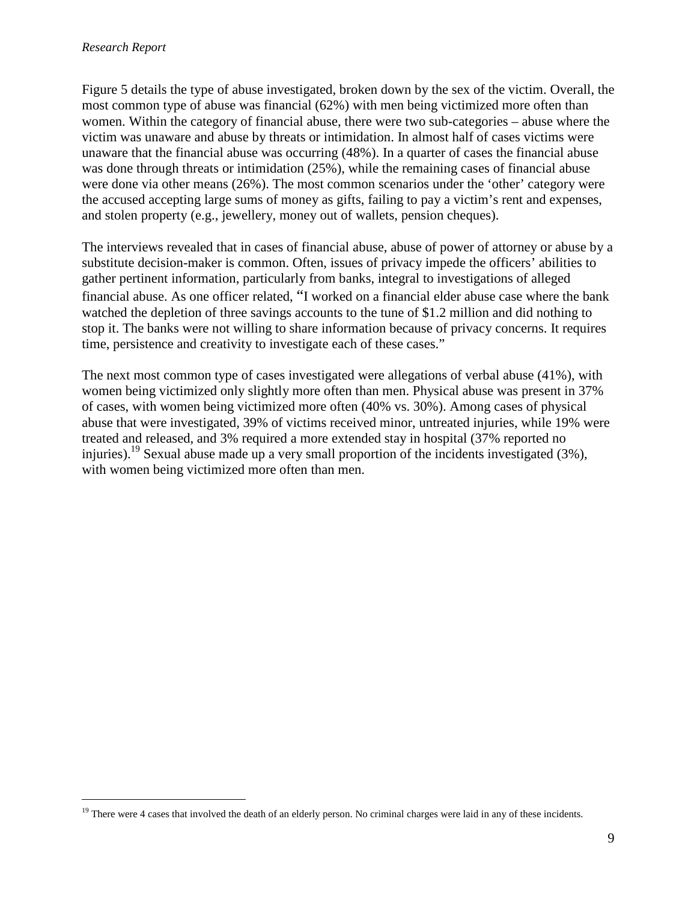Figure 5 details the type of abuse investigated, broken down by the sex of the victim. Overall, the most common type of abuse was financial (62%) with men being victimized more often than women. Within the category of financial abuse, there were two sub-categories – abuse where the victim was unaware and abuse by threats or intimidation. In almost half of cases victims were unaware that the financial abuse was occurring (48%). In a quarter of cases the financial abuse was done through threats or intimidation (25%), while the remaining cases of financial abuse were done via other means (26%). The most common scenarios under the 'other' category were the accused accepting large sums of money as gifts, failing to pay a victim's rent and expenses, and stolen property (e.g., jewellery, money out of wallets, pension cheques).

The interviews revealed that in cases of financial abuse, abuse of power of attorney or abuse by a substitute decision-maker is common. Often, issues of privacy impede the officers' abilities to gather pertinent information, particularly from banks, integral to investigations of alleged financial abuse. As one officer related, "I worked on a financial elder abuse case where the bank watched the depletion of three savings accounts to the tune of $1.2 million and did nothing to stop it. The banks were not willing to share information because of privacy concerns. It requires time, persistence and creativity to investigate each of these cases."

The next most common type of cases investigated were allegations of verbal abuse (41%), with women being victimized only slightly more often than men. Physical abuse was present in 37% of cases, with women being victimized more often (40% vs. 30%). Among cases of physical abuse that were investigated, 39% of victims received minor, untreated injuries, while 19% were treated and released, and 3% required a more extended stay in hospital (37% reported no injuries).[19] Sexual abuse made up a very small proportion of the incidents investigated (3%), with women being victimized more often than men.

[19] There were 4 cases that involved the death of an elderly person. No criminal charges were laid in any of these incidents.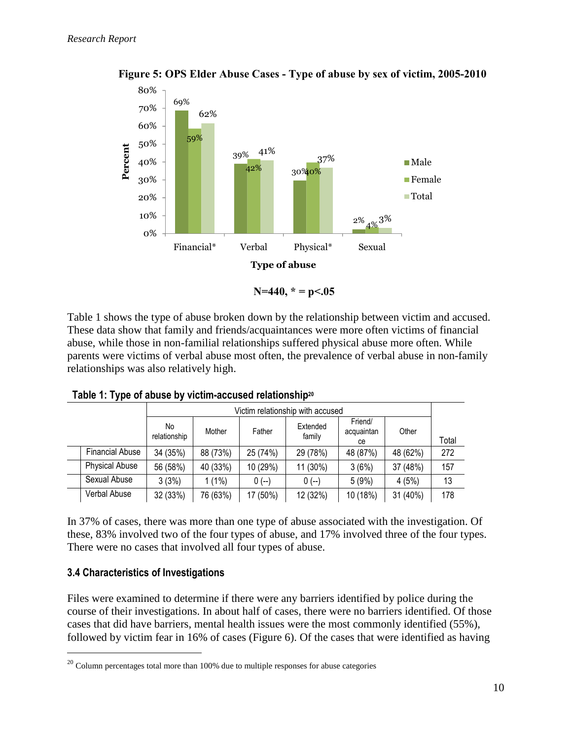**Figure 5: OPS Elder Abuse Cases - Type of abuse by sex of victim, 2005-2010**

N=440, * = p<.05

Table 1 shows the type of abuse broken down by the relationship between victim and accused. These data show that family and friends/acquaintances were more often victims of financial abuse, while those in non-familial relationships suffered physical abuse more often. While parents were victims of verbal abuse most often, the prevalence of verbal abuse in non-family relationships was also relatively high.

**Table 1: Type of abuse by victim-accused relationship[20]**

| | Victim relationship with accused | | | | | | |
|---|---|---|---|---|---|---|---|
| | No relationship | Mother | Father | Extended family | Friend/ acquaintance | Other | Total |
| Financial Abuse | 34 (35%) | 88 (73%) | 25 (74%) | 29 (78%) | 48 (87%) | 48 (62%) | 272 |
| Physical Abuse | 56 (58%) | 40 (33%) | 10 (29%) | 11 (30%) | 3 (6%) | 37 (48%) | 157 |
| Sexual Abuse | 3 (3%) | 1 (1%) | 0 (--) | 0 (--) | 5 (9%) | 4 (5%) | 13 |
| Verbal Abuse | 32 (33%) | 76 (63%) | 17 (50%) | 12 (32%) | 10 (18%) | 31 (40%) | 178 |

In 37% of cases, there was more than one type of abuse associated with the investigation. Of these, 83% involved two of the four types of abuse, and 17% involved three of the four types. There were no cases that involved all four types of abuse.

### 3.4 Characteristics of Investigations

Files were examined to determine if there were any barriers identified by police during the course of their investigations. In about half of cases, there were no barriers identified. Of those cases that did have barriers, mental health issues were the most commonly identified (55%), followed by victim fear in 16% of cases (Figure 6). Of the cases that were identified as having

[20] Column percentages total more than 100% due to multiple responses for abuse categories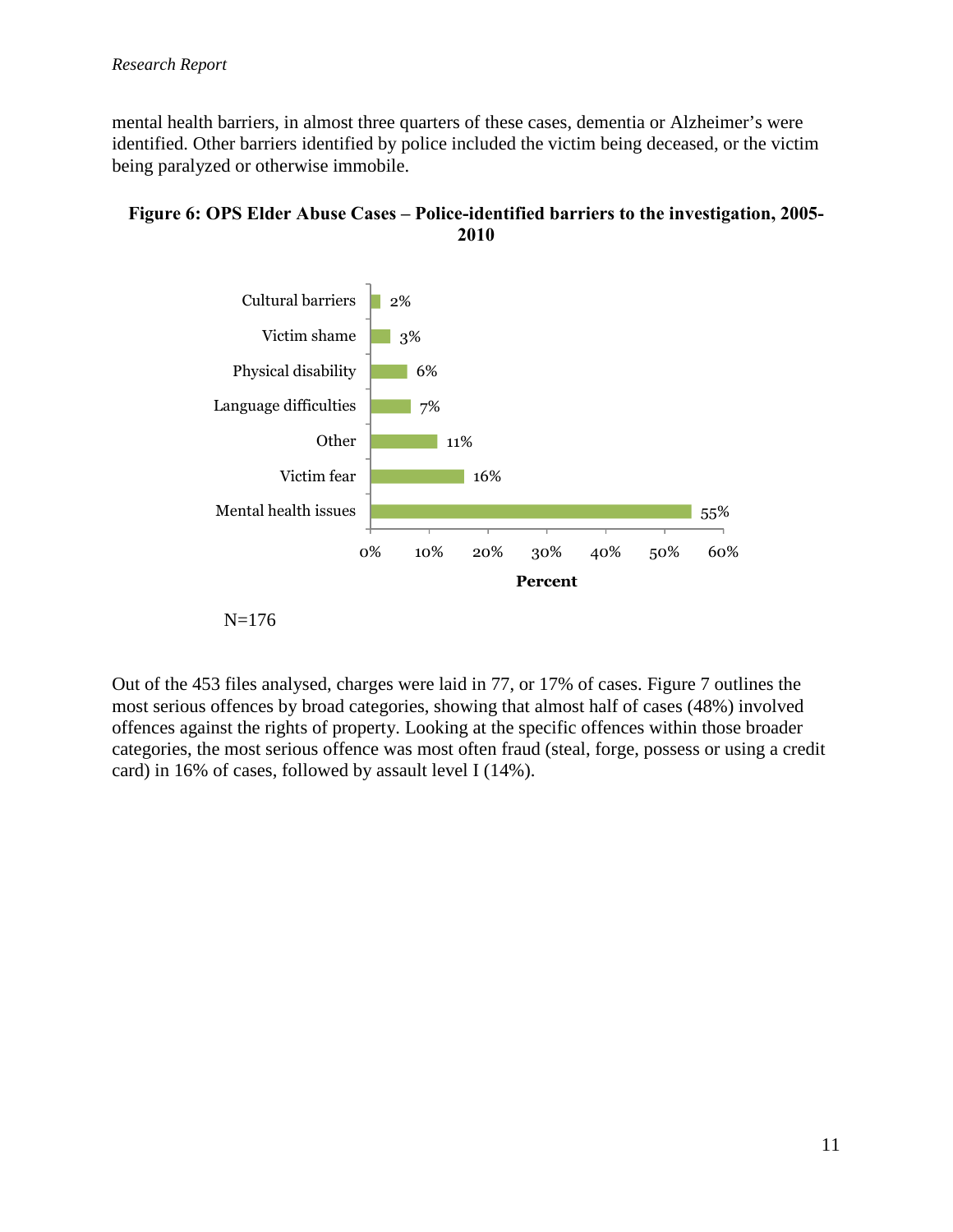mental health barriers, in almost three quarters of these cases, dementia or Alzheimer's were identified. Other barriers identified by police included the victim being deceased, or the victim being paralyzed or otherwise immobile.

**Figure 6: OPS Elder Abuse Cases – Police-identified barriers to the investigation, 2005-2010**

| Barrier | Percent |
|---|---|
| Cultural barriers | 2% |
| Victim shame | 3% |
| Physical disability | 6% |
| Language difficulties | 7% |
| Other | 11% |
| Victim fear | 16% |
| Mental health issues | 55% |

N=176

Out of the 453 files analysed, charges were laid in 77, or 17% of cases. Figure 7 outlines the most serious offences by broad categories, showing that almost half of cases (48%) involved offences against the rights of property. Looking at the specific offences within those broader categories, the most serious offence was most often fraud (steal, forge, possess or using a credit card) in 16% of cases, followed by assault level I (14%).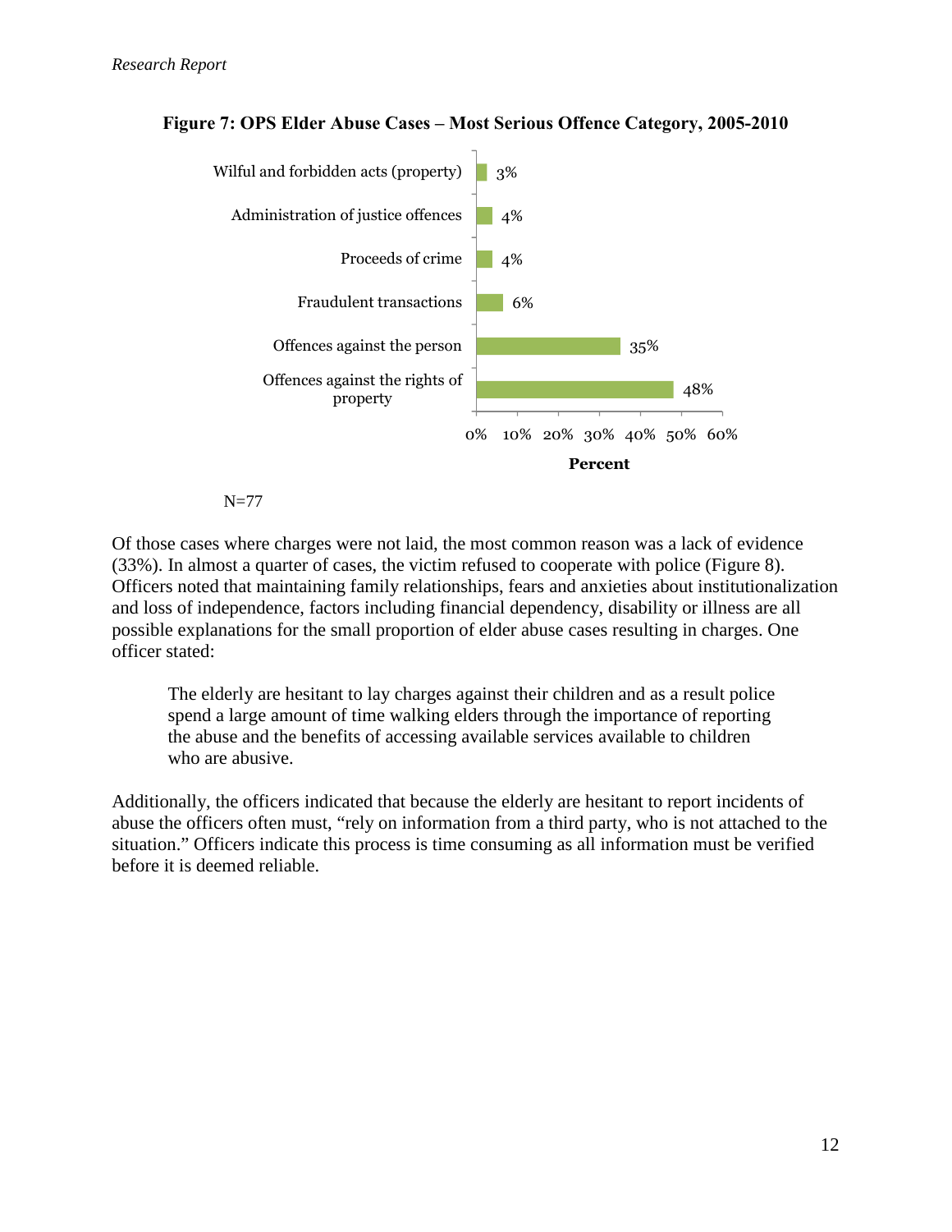**Figure 7: OPS Elder Abuse Cases – Most Serious Offence Category, 2005-2010**

| Offence Category | Percent |
| --- | --- |
| Wilful and forbidden acts (property) | 3% |
| Administration of justice offences | 4% |
| Proceeds of crime | 4% |
| Fraudulent transactions | 6% |
| Offences against the person | 35% |
| Offences against the rights of property | 48% |

N=77

Of those cases where charges were not laid, the most common reason was a lack of evidence (33%). In almost a quarter of cases, the victim refused to cooperate with police (Figure 8). Officers noted that maintaining family relationships, fears and anxieties about institutionalization and loss of independence, factors including financial dependency, disability or illness are all possible explanations for the small proportion of elder abuse cases resulting in charges. One officer stated:

> The elderly are hesitant to lay charges against their children and as a result police spend a large amount of time walking elders through the importance of reporting the abuse and the benefits of accessing available services available to children who are abusive.

Additionally, the officers indicated that because the elderly are hesitant to report incidents of abuse the officers often must, "rely on information from a third party, who is not attached to the situation." Officers indicate this process is time consuming as all information must be verified before it is deemed reliable.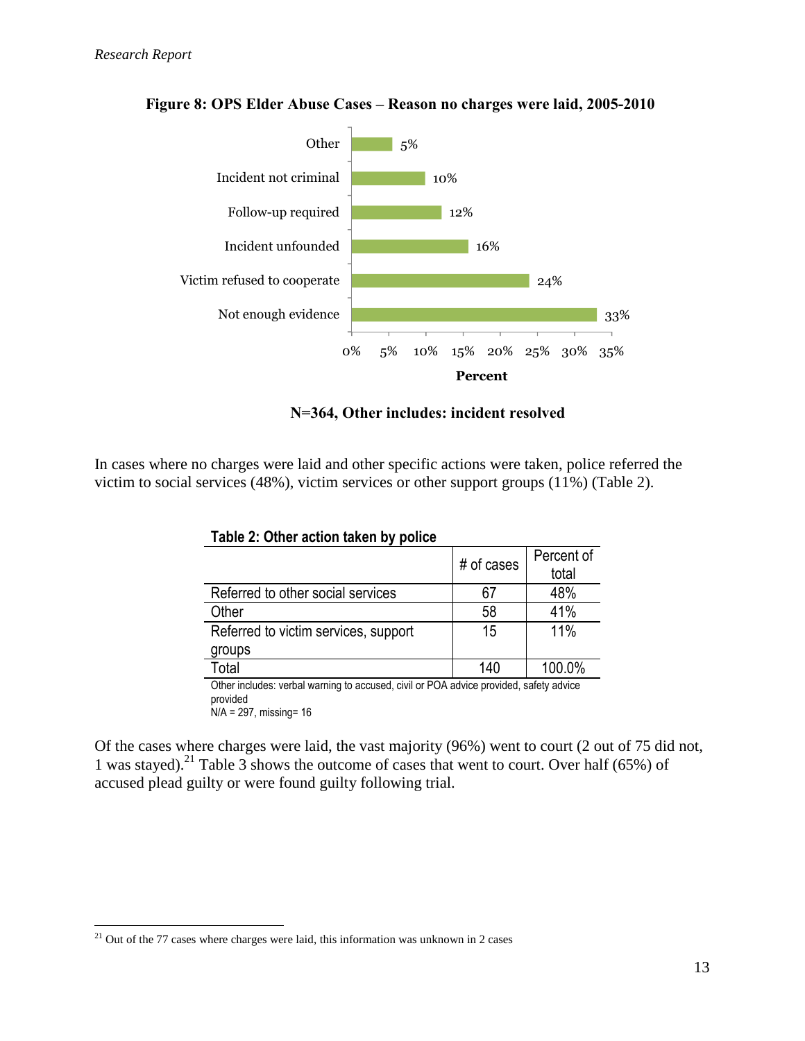**Figure 8: OPS Elder Abuse Cases – Reason no charges were laid, 2005-2010**

| Reason | Percent |
|---|---|
| Other | 5% |
| Incident not criminal | 10% |
| Follow-up required | 12% |
| Incident unfounded | 16% |
| Victim refused to cooperate | 24% |
| Not enough evidence | 33% |

**N=364, Other includes: incident resolved**

In cases where no charges were laid and other specific actions were taken, police referred the victim to social services (48%), victim services or other support groups (11%) (Table 2).

**Table 2: Other action taken by police**

| | # of cases | Percent of total |
|---|---|---|
| Referred to other social services | 67 | 48% |
| Other | 58 | 41% |
| Referred to victim services, support groups | 15 | 11% |
| Total | 140 | 100.0% |

Other includes: verbal warning to accused, civil or POA advice provided, safety advice provided
N/A = 297, missing= 16

Of the cases where charges were laid, the vast majority (96%) went to court (2 out of 75 did not, 1 was stayed).[21] Table 3 shows the outcome of cases that went to court. Over half (65%) of accused plead guilty or were found guilty following trial.

[21] Out of the 77 cases where charges were laid, this information was unknown in 2 cases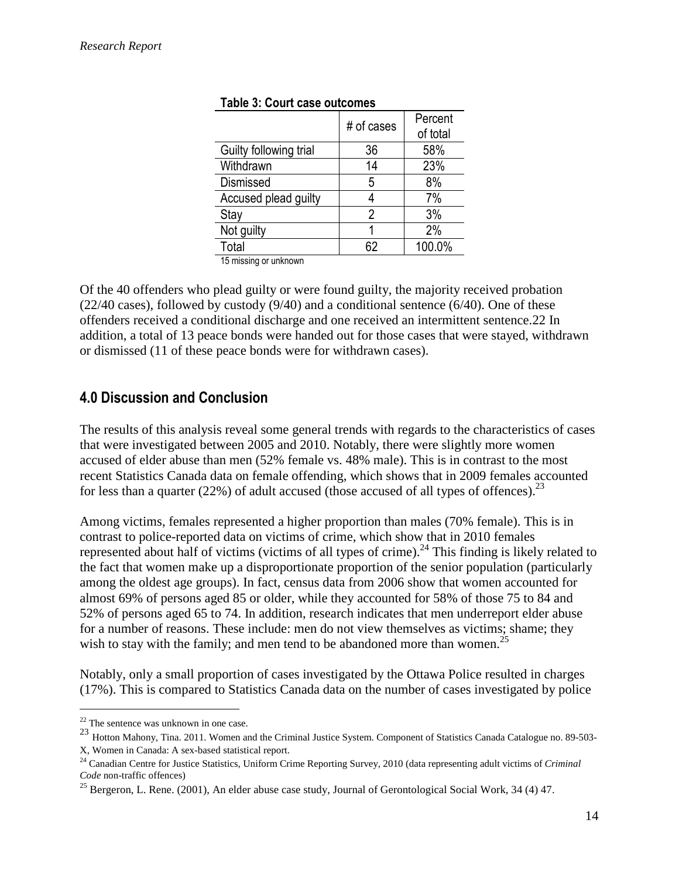**Table 3: Court case outcomes**

| | # of cases | Percent of total |
|---|---|---|
| Guilty following trial | 36 | 58% |
| Withdrawn | 14 | 23% |
| Dismissed | 5 | 8% |
| Accused plead guilty | 4 | 7% |
| Stay | 2 | 3% |
| Not guilty | 1 | 2% |
| Total | 62 | 100.0% |

15 missing or unknown

Of the 40 offenders who plead guilty or were found guilty, the majority received probation (22/40 cases), followed by custody (9/40) and a conditional sentence (6/40). One of these offenders received a conditional discharge and one received an intermittent sentence.22 In addition, a total of 13 peace bonds were handed out for those cases that were stayed, withdrawn or dismissed (11 of these peace bonds were for withdrawn cases).

## 4.0 Discussion and Conclusion

The results of this analysis reveal some general trends with regards to the characteristics of cases that were investigated between 2005 and 2010. Notably, there were slightly more women accused of elder abuse than men (52% female vs. 48% male). This is in contrast to the most recent Statistics Canada data on female offending, which shows that in 2009 females accounted for less than a quarter (22%) of adult accused (those accused of all types of offences).[23]

Among victims, females represented a higher proportion than males (70% female). This is in contrast to police-reported data on victims of crime, which show that in 2010 females represented about half of victims (victims of all types of crime).[24] This finding is likely related to the fact that women make up a disproportionate proportion of the senior population (particularly among the oldest age groups). In fact, census data from 2006 show that women accounted for almost 69% of persons aged 85 or older, while they accounted for 58% of those 75 to 84 and 52% of persons aged 65 to 74. In addition, research indicates that men underreport elder abuse for a number of reasons. These include: men do not view themselves as victims; shame; they wish to stay with the family; and men tend to be abandoned more than women.[25]

Notably, only a small proportion of cases investigated by the Ottawa Police resulted in charges (17%). This is compared to Statistics Canada data on the number of cases investigated by police

---

[22] The sentence was unknown in one case.

[23] Hotton Mahony, Tina. 2011. Women and the Criminal Justice System. Component of Statistics Canada Catalogue no. 89-503-X, Women in Canada: A sex-based statistical report.

[24] Canadian Centre for Justice Statistics, Uniform Crime Reporting Survey, 2010 (data representing adult victims of *Criminal Code* non-traffic offences)

[25] Bergeron, L. Rene. (2001), An elder abuse case study, Journal of Gerontological Social Work, 34 (4) 47.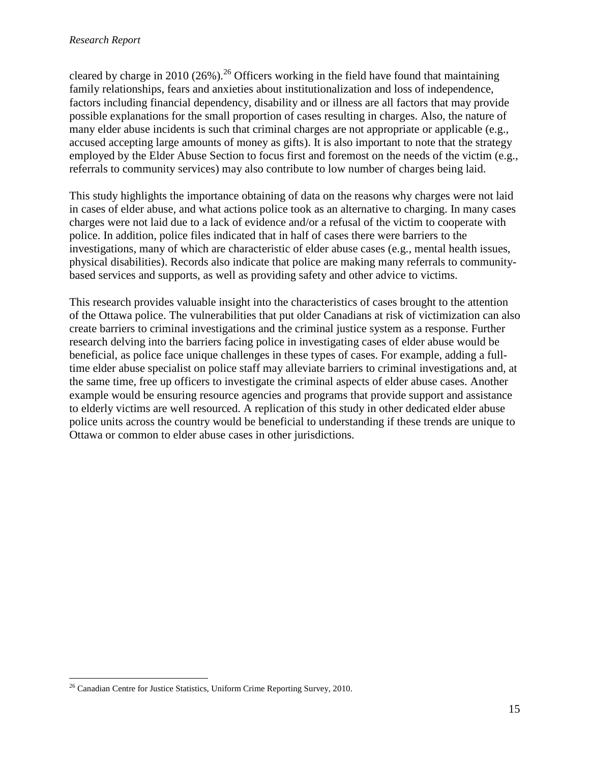cleared by charge in 2010 (26%).[26] Officers working in the field have found that maintaining family relationships, fears and anxieties about institutionalization and loss of independence, factors including financial dependency, disability and or illness are all factors that may provide possible explanations for the small proportion of cases resulting in charges. Also, the nature of many elder abuse incidents is such that criminal charges are not appropriate or applicable (e.g., accused accepting large amounts of money as gifts). It is also important to note that the strategy employed by the Elder Abuse Section to focus first and foremost on the needs of the victim (e.g., referrals to community services) may also contribute to low number of charges being laid.

This study highlights the importance obtaining of data on the reasons why charges were not laid in cases of elder abuse, and what actions police took as an alternative to charging. In many cases charges were not laid due to a lack of evidence and/or a refusal of the victim to cooperate with police. In addition, police files indicated that in half of cases there were barriers to the investigations, many of which are characteristic of elder abuse cases (e.g., mental health issues, physical disabilities). Records also indicate that police are making many referrals to community-based services and supports, as well as providing safety and other advice to victims.

This research provides valuable insight into the characteristics of cases brought to the attention of the Ottawa police. The vulnerabilities that put older Canadians at risk of victimization can also create barriers to criminal investigations and the criminal justice system as a response. Further research delving into the barriers facing police in investigating cases of elder abuse would be beneficial, as police face unique challenges in these types of cases. For example, adding a full-time elder abuse specialist on police staff may alleviate barriers to criminal investigations and, at the same time, free up officers to investigate the criminal aspects of elder abuse cases. Another example would be ensuring resource agencies and programs that provide support and assistance to elderly victims are well resourced. A replication of this study in other dedicated elder abuse police units across the country would be beneficial to understanding if these trends are unique to Ottawa or common to elder abuse cases in other jurisdictions.

[26] Canadian Centre for Justice Statistics, Uniform Crime Reporting Survey, 2010.